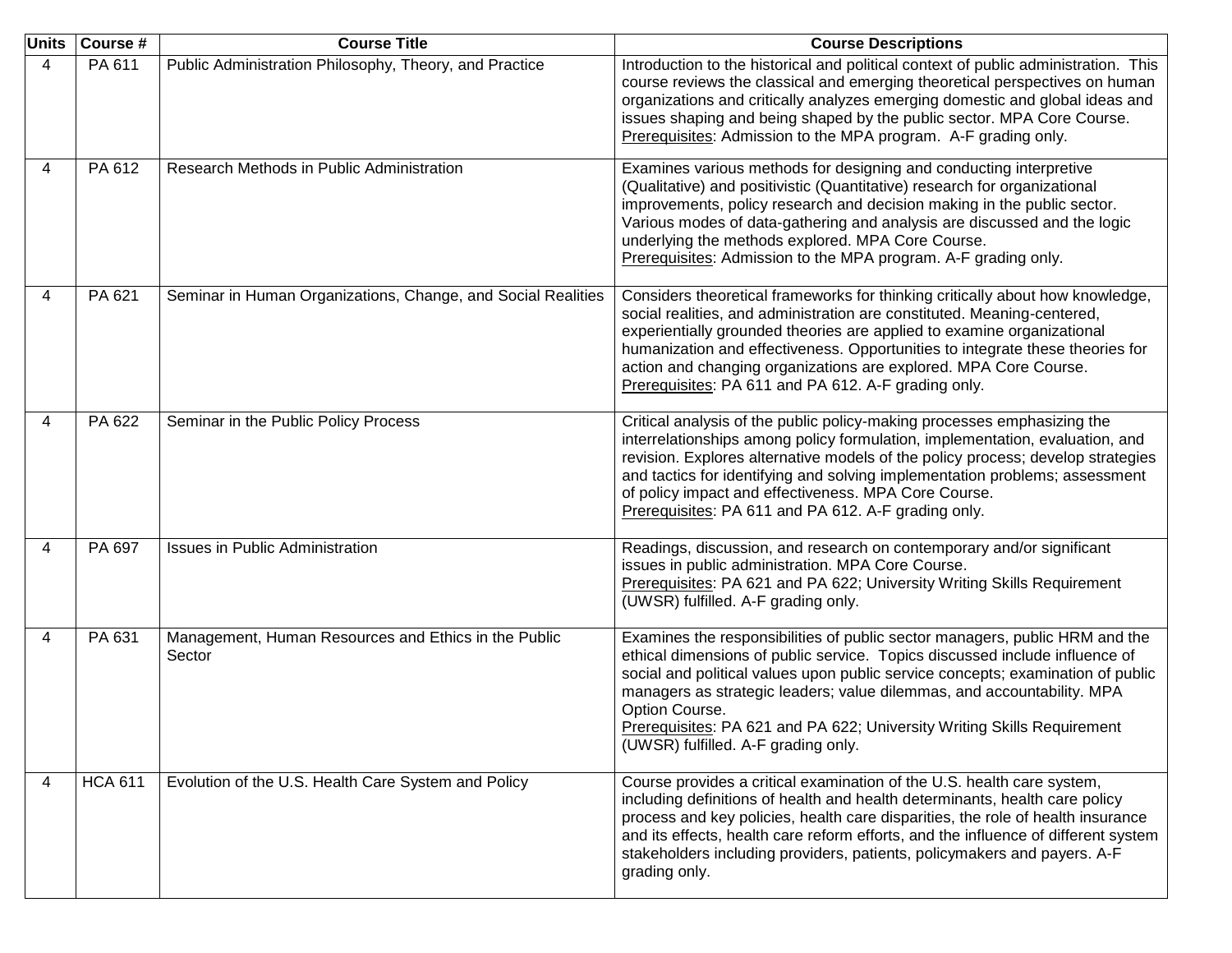| Units | Course # | Course Title | Course Descriptions |
|---|---|---|---|
| 4 | PA 611 | Public Administration Philosophy, Theory, and Practice | Introduction to the historical and political context of public administration. This course reviews the classical and emerging theoretical perspectives on human organizations and critically analyzes emerging domestic and global ideas and issues shaping and being shaped by the public sector. MPA Core Course. Prerequisites: Admission to the MPA program. A-F grading only. |
| 4 | PA 612 | Research Methods in Public Administration | Examines various methods for designing and conducting interpretive (Qualitative) and positivistic (Quantitative) research for organizational improvements, policy research and decision making in the public sector. Various modes of data-gathering and analysis are discussed and the logic underlying the methods explored. MPA Core Course. Prerequisites: Admission to the MPA program. A-F grading only. |
| 4 | PA 621 | Seminar in Human Organizations, Change, and Social Realities | Considers theoretical frameworks for thinking critically about how knowledge, social realities, and administration are constituted. Meaning-centered, experientially grounded theories are applied to examine organizational humanization and effectiveness. Opportunities to integrate these theories for action and changing organizations are explored. MPA Core Course. Prerequisites: PA 611 and PA 612. A-F grading only. |
| 4 | PA 622 | Seminar in the Public Policy Process | Critical analysis of the public policy-making processes emphasizing the interrelationships among policy formulation, implementation, evaluation, and revision. Explores alternative models of the policy process; develop strategies and tactics for identifying and solving implementation problems; assessment of policy impact and effectiveness. MPA Core Course. Prerequisites: PA 611 and PA 612. A-F grading only. |
| 4 | PA 697 | Issues in Public Administration | Readings, discussion, and research on contemporary and/or significant issues in public administration. MPA Core Course. Prerequisites: PA 621 and PA 622; University Writing Skills Requirement (UWSR) fulfilled. A-F grading only. |
| 4 | PA 631 | Management, Human Resources and Ethics in the Public Sector | Examines the responsibilities of public sector managers, public HRM and the ethical dimensions of public service. Topics discussed include influence of social and political values upon public service concepts; examination of public managers as strategic leaders; value dilemmas, and accountability. MPA Option Course. Prerequisites: PA 621 and PA 622; University Writing Skills Requirement (UWSR) fulfilled. A-F grading only. |
| 4 | HCA 611 | Evolution of the U.S. Health Care System and Policy | Course provides a critical examination of the U.S. health care system, including definitions of health and health determinants, health care policy process and key policies, health care disparities, the role of health insurance and its effects, health care reform efforts, and the influence of different system stakeholders including providers, patients, policymakers and payers. A-F grading only. |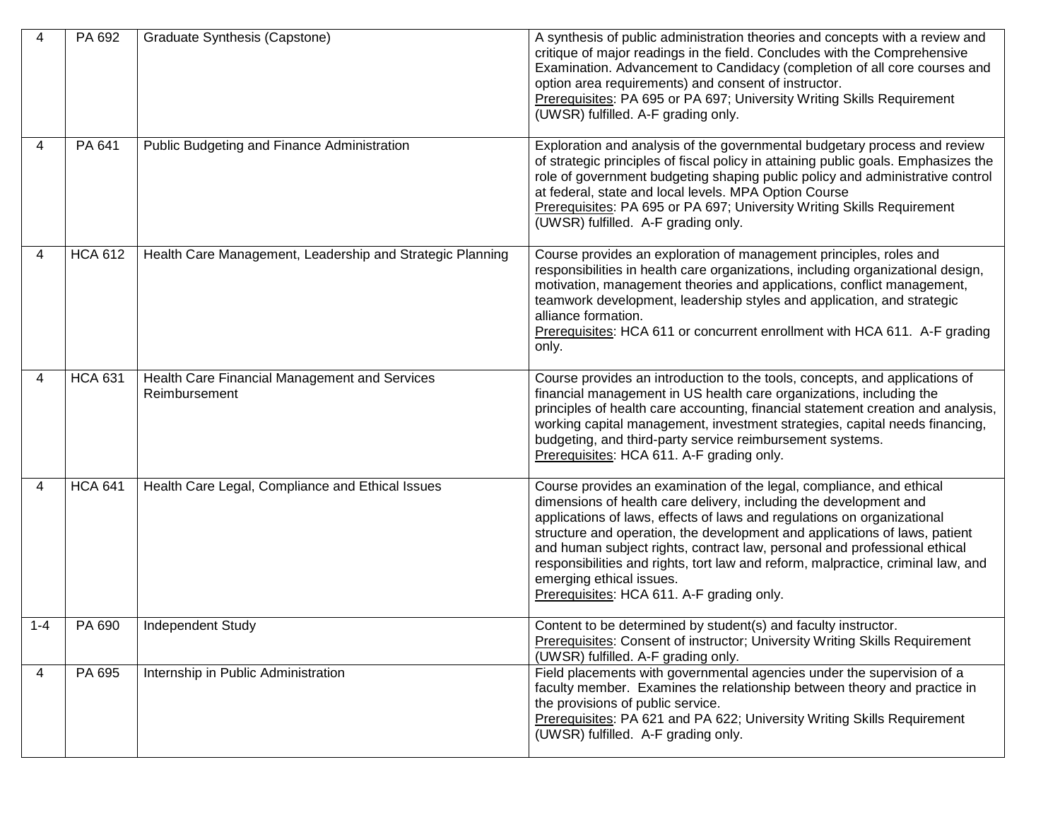| 4 | PA 692 | Graduate Synthesis (Capstone) | A synthesis of public administration theories and concepts with a review and critique of major readings in the field. Concludes with the Comprehensive Examination. Advancement to Candidacy (completion of all core courses and option area requirements) and consent of instructor.<br>Prerequisites: PA 695 or PA 697; University Writing Skills Requirement (UWSR) fulfilled. A-F grading only. |
|---|---|---|---|
| 4 | PA 641 | Public Budgeting and Finance Administration | Exploration and analysis of the governmental budgetary process and review of strategic principles of fiscal policy in attaining public goals. Emphasizes the role of government budgeting shaping public policy and administrative control at federal, state and local levels. MPA Option Course<br>Prerequisites: PA 695 or PA 697; University Writing Skills Requirement (UWSR) fulfilled. A-F grading only. |
| 4 | HCA 612 | Health Care Management, Leadership and Strategic Planning | Course provides an exploration of management principles, roles and responsibilities in health care organizations, including organizational design, motivation, management theories and applications, conflict management, teamwork development, leadership styles and application, and strategic alliance formation.<br>Prerequisites: HCA 611 or concurrent enrollment with HCA 611. A-F grading only. |
| 4 | HCA 631 | Health Care Financial Management and Services Reimbursement | Course provides an introduction to the tools, concepts, and applications of financial management in US health care organizations, including the principles of health care accounting, financial statement creation and analysis, working capital management, investment strategies, capital needs financing, budgeting, and third-party service reimbursement systems.<br>Prerequisites: HCA 611. A-F grading only. |
| 4 | HCA 641 | Health Care Legal, Compliance and Ethical Issues | Course provides an examination of the legal, compliance, and ethical dimensions of health care delivery, including the development and applications of laws, effects of laws and regulations on organizational structure and operation, the development and applications of laws, patient and human subject rights, contract law, personal and professional ethical responsibilities and rights, tort law and reform, malpractice, criminal law, and emerging ethical issues.<br>Prerequisites: HCA 611. A-F grading only. |
| 1-4 | PA 690 | Independent Study | Content to be determined by student(s) and faculty instructor.<br>Prerequisites: Consent of instructor; University Writing Skills Requirement (UWSR) fulfilled. A-F grading only. |
| 4 | PA 695 | Internship in Public Administration | Field placements with governmental agencies under the supervision of a faculty member. Examines the relationship between theory and practice in the provisions of public service.<br>Prerequisites: PA 621 and PA 622; University Writing Skills Requirement (UWSR) fulfilled. A-F grading only. |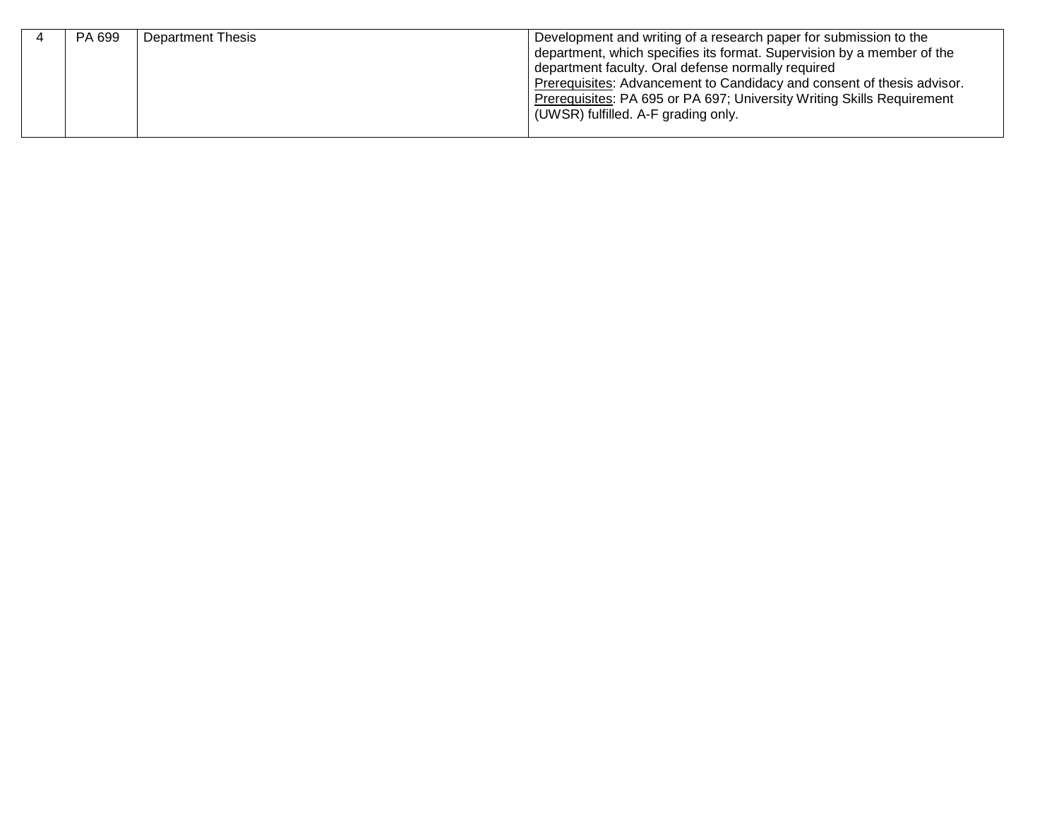| | | | |
|---|---|---|---|
| 4 | PA 699 | Department Thesis | Development and writing of a research paper for submission to the department, which specifies its format. Supervision by a member of the department faculty. Oral defense normally required<br>Prerequisites: Advancement to Candidacy and consent of thesis advisor.<br>Prerequisites: PA 695 or PA 697; University Writing Skills Requirement (UWSR) fulfilled. A-F grading only. |